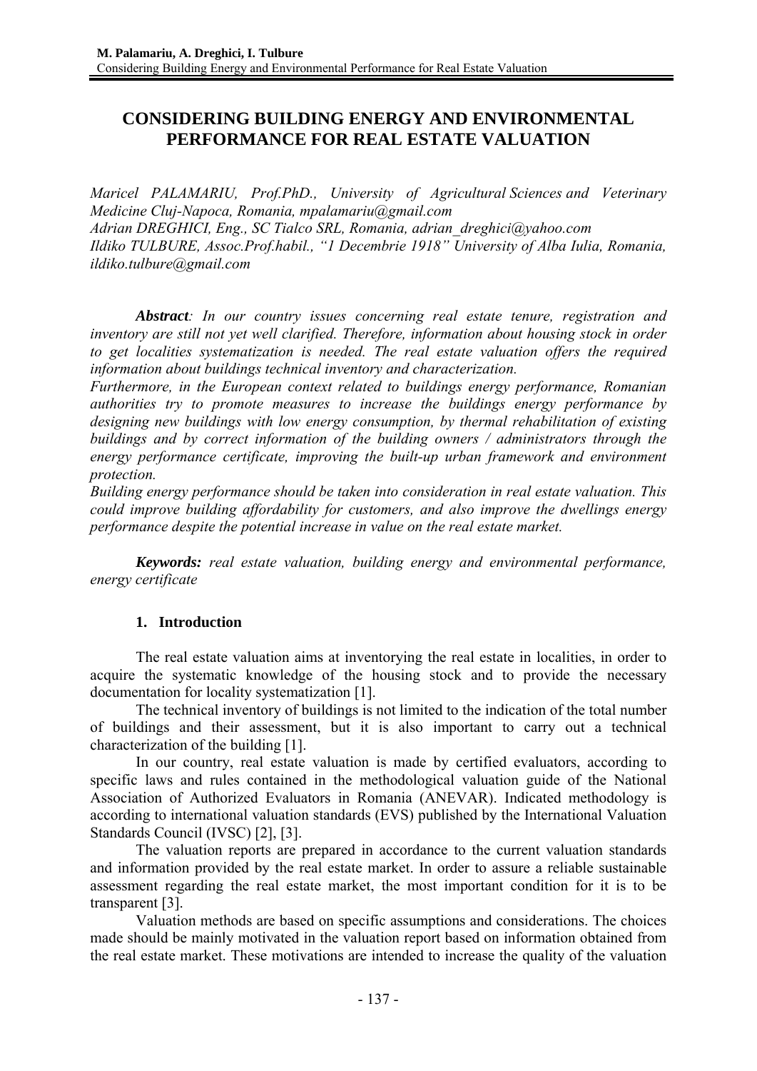# CONSIDERING BUILDING ENERGY AND ENVIRONMENTAL PERFORMANCE FOR REAL ESTATE VALUATION

*Maricel PALAMARIU, Prof.PhD., University of Agricultural Sciences and Veterinary Medicine Cluj-Napoca, Romania, mpalamariu@gmail.com*
*Adrian DREGHICI, Eng., SC Tialco SRL, Romania, adrian_dreghici@yahoo.com*
*Ildiko TULBURE, Assoc.Prof.habil., "1 Decembrie 1918" University of Alba Iulia, Romania, ildiko.tulbure@gmail.com*

***Abstract**: In our country issues concerning real estate tenure, registration and inventory are still not yet well clarified. Therefore, information about housing stock in order to get localities systematization is needed. The real estate valuation offers the required information about buildings technical inventory and characterization.*
*Furthermore, in the European context related to buildings energy performance, Romanian authorities try to promote measures to increase the buildings energy performance by designing new buildings with low energy consumption, by thermal rehabilitation of existing buildings and by correct information of the building owners / administrators through the energy performance certificate, improving the built-up urban framework and environment protection.*
*Building energy performance should be taken into consideration in real estate valuation. This could improve building affordability for customers, and also improve the dwellings energy performance despite the potential increase in value on the real estate market.*

***Keywords:** real estate valuation, building energy and environmental performance, energy certificate*

## 1. Introduction

The real estate valuation aims at inventorying the real estate in localities, in order to acquire the systematic knowledge of the housing stock and to provide the necessary documentation for locality systematization [1].

The technical inventory of buildings is not limited to the indication of the total number of buildings and their assessment, but it is also important to carry out a technical characterization of the building [1].

In our country, real estate valuation is made by certified evaluators, according to specific laws and rules contained in the methodological valuation guide of the National Association of Authorized Evaluators in Romania (ANEVAR). Indicated methodology is according to international valuation standards (EVS) published by the International Valuation Standards Council (IVSC) [2], [3].

The valuation reports are prepared in accordance to the current valuation standards and information provided by the real estate market. In order to assure a reliable sustainable assessment regarding the real estate market, the most important condition for it is to be transparent [3].

Valuation methods are based on specific assumptions and considerations. The choices made should be mainly motivated in the valuation report based on information obtained from the real estate market. These motivations are intended to increase the quality of the valuation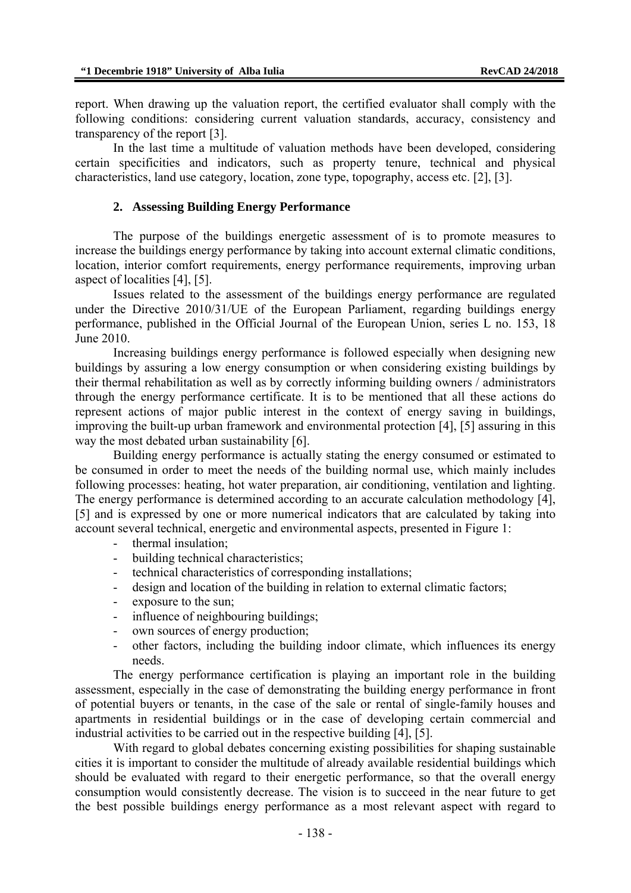report. When drawing up the valuation report, the certified evaluator shall comply with the following conditions: considering current valuation standards, accuracy, consistency and transparency of the report [3].

In the last time a multitude of valuation methods have been developed, considering certain specificities and indicators, such as property tenure, technical and physical characteristics, land use category, location, zone type, topography, access etc. [2], [3].

## 2. Assessing Building Energy Performance

The purpose of the buildings energetic assessment of is to promote measures to increase the buildings energy performance by taking into account external climatic conditions, location, interior comfort requirements, energy performance requirements, improving urban aspect of localities [4], [5].

Issues related to the assessment of the buildings energy performance are regulated under the Directive 2010/31/UE of the European Parliament, regarding buildings energy performance, published in the Official Journal of the European Union, series L no. 153, 18 June 2010.

Increasing buildings energy performance is followed especially when designing new buildings by assuring a low energy consumption or when considering existing buildings by their thermal rehabilitation as well as by correctly informing building owners / administrators through the energy performance certificate. It is to be mentioned that all these actions do represent actions of major public interest in the context of energy saving in buildings, improving the built-up urban framework and environmental protection [4], [5] assuring in this way the most debated urban sustainability [6].

Building energy performance is actually stating the energy consumed or estimated to be consumed in order to meet the needs of the building normal use, which mainly includes following processes: heating, hot water preparation, air conditioning, ventilation and lighting. The energy performance is determined according to an accurate calculation methodology [4], [5] and is expressed by one or more numerical indicators that are calculated by taking into account several technical, energetic and environmental aspects, presented in Figure 1:

- thermal insulation;
- building technical characteristics;
- technical characteristics of corresponding installations;
- design and location of the building in relation to external climatic factors;
- exposure to the sun;
- influence of neighbouring buildings;
- own sources of energy production;
- other factors, including the building indoor climate, which influences its energy needs.

The energy performance certification is playing an important role in the building assessment, especially in the case of demonstrating the building energy performance in front of potential buyers or tenants, in the case of the sale or rental of single-family houses and apartments in residential buildings or in the case of developing certain commercial and industrial activities to be carried out in the respective building [4], [5].

With regard to global debates concerning existing possibilities for shaping sustainable cities it is important to consider the multitude of already available residential buildings which should be evaluated with regard to their energetic performance, so that the overall energy consumption would consistently decrease. The vision is to succeed in the near future to get the best possible buildings energy performance as a most relevant aspect with regard to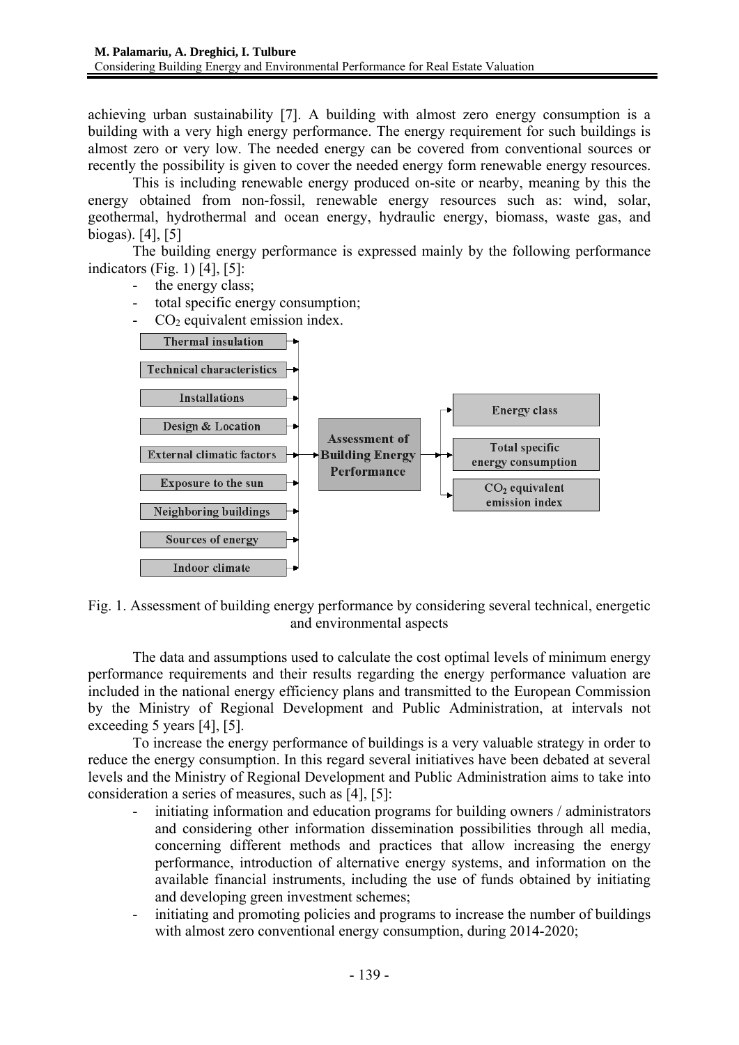achieving urban sustainability [7]. A building with almost zero energy consumption is a building with a very high energy performance. The energy requirement for such buildings is almost zero or very low. The needed energy can be covered from conventional sources or recently the possibility is given to cover the needed energy form renewable energy resources.

This is including renewable energy produced on-site or nearby, meaning by this the energy obtained from non-fossil, renewable energy resources such as: wind, solar, geothermal, hydrothermal and ocean energy, hydraulic energy, biomass, waste gas, and biogas). [4], [5]

The building energy performance is expressed mainly by the following performance indicators (Fig. 1) [4], [5]:

- the energy class;
- total specific energy consumption;
- $CO_2$ equivalent emission index.

Thermal insulation

Technical characteristics

Installations

Design & Location

External climatic factors

Exposure to the sun

Neighboring buildings

Sources of energy

Indoor climate

Assessment of Building Energy Performance

Energy class

Total specific energy consumption

$CO_2$ equivalent emission index

Fig. 1. Assessment of building energy performance by considering several technical, energetic and environmental aspects

The data and assumptions used to calculate the cost optimal levels of minimum energy performance requirements and their results regarding the energy performance valuation are included in the national energy efficiency plans and transmitted to the European Commission by the Ministry of Regional Development and Public Administration, at intervals not exceeding 5 years [4], [5].

To increase the energy performance of buildings is a very valuable strategy in order to reduce the energy consumption. In this regard several initiatives have been debated at several levels and the Ministry of Regional Development and Public Administration aims to take into consideration a series of measures, such as [4], [5]:

- initiating information and education programs for building owners / administrators and considering other information dissemination possibilities through all media, concerning different methods and practices that allow increasing the energy performance, introduction of alternative energy systems, and information on the available financial instruments, including the use of funds obtained by initiating and developing green investment schemes;
- initiating and promoting policies and programs to increase the number of buildings with almost zero conventional energy consumption, during 2014-2020;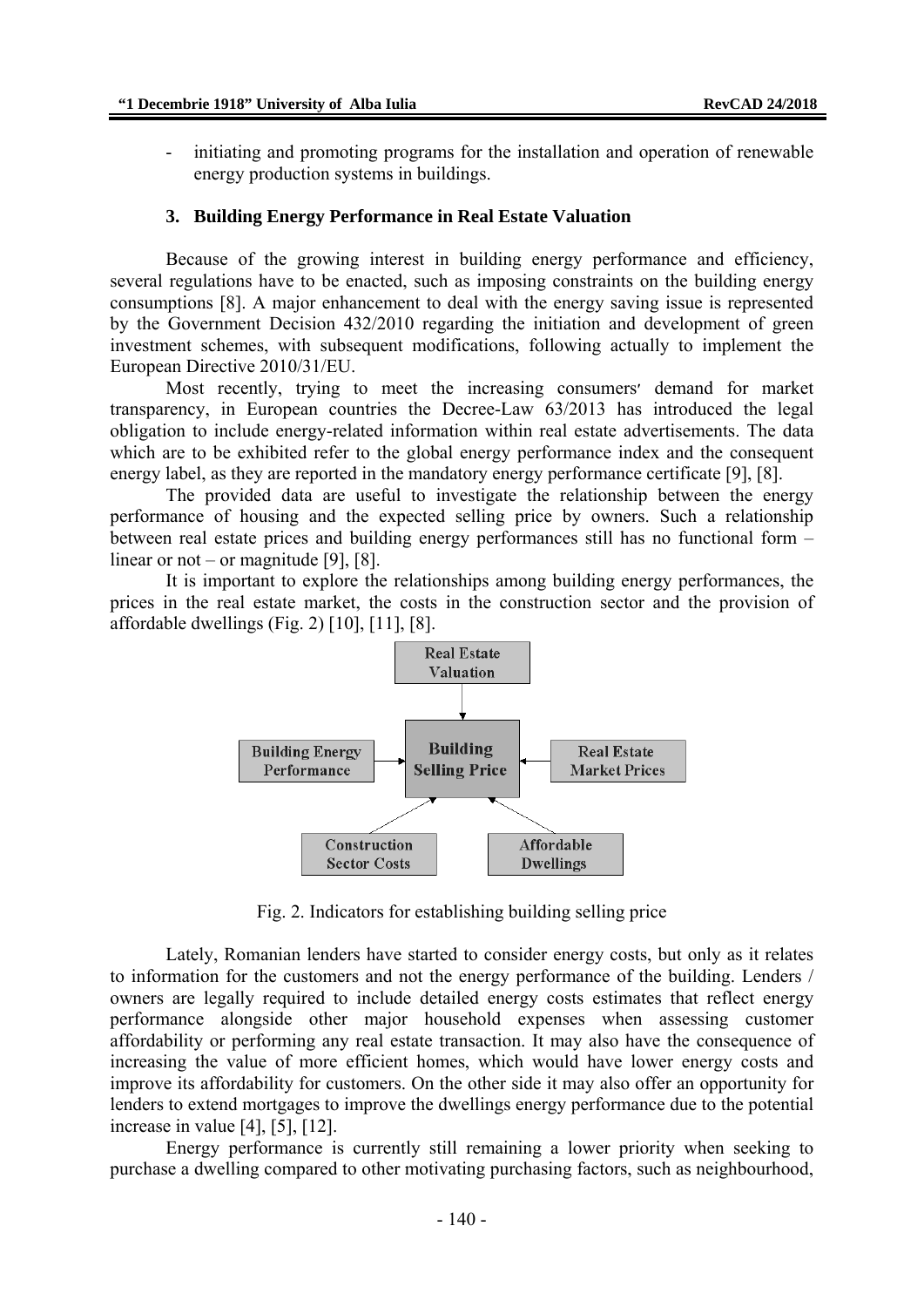- initiating and promoting programs for the installation and operation of renewable energy production systems in buildings.

### 3. Building Energy Performance in Real Estate Valuation

Because of the growing interest in building energy performance and efficiency, several regulations have to be enacted, such as imposing constraints on the building energy consumptions [8]. A major enhancement to deal with the energy saving issue is represented by the Government Decision 432/2010 regarding the initiation and development of green investment schemes, with subsequent modifications, following actually to implement the European Directive 2010/31/EU.

Most recently, trying to meet the increasing consumers' demand for market transparency, in European countries the Decree-Law 63/2013 has introduced the legal obligation to include energy-related information within real estate advertisements. The data which are to be exhibited refer to the global energy performance index and the consequent energy label, as they are reported in the mandatory energy performance certificate [9], [8].

The provided data are useful to investigate the relationship between the energy performance of housing and the expected selling price by owners. Such a relationship between real estate prices and building energy performances still has no functional form – linear or not – or magnitude [9], [8].

It is important to explore the relationships among building energy performances, the prices in the real estate market, the costs in the construction sector and the provision of affordable dwellings (Fig. 2) [10], [11], [8].

Real Estate Valuation → Building Selling Price
Building Energy Performance → Building Selling Price
Real Estate Market Prices → Building Selling Price
Construction Sector Costs → Building Selling Price
Affordable Dwellings → Building Selling Price

Fig. 2. Indicators for establishing building selling price

Lately, Romanian lenders have started to consider energy costs, but only as it relates to information for the customers and not the energy performance of the building. Lenders / owners are legally required to include detailed energy costs estimates that reflect energy performance alongside other major household expenses when assessing customer affordability or performing any real estate transaction. It may also have the consequence of increasing the value of more efficient homes, which would have lower energy costs and improve its affordability for customers. On the other side it may also offer an opportunity for lenders to extend mortgages to improve the dwellings energy performance due to the potential increase in value [4], [5], [12].

Energy performance is currently still remaining a lower priority when seeking to purchase a dwelling compared to other motivating purchasing factors, such as neighbourhood,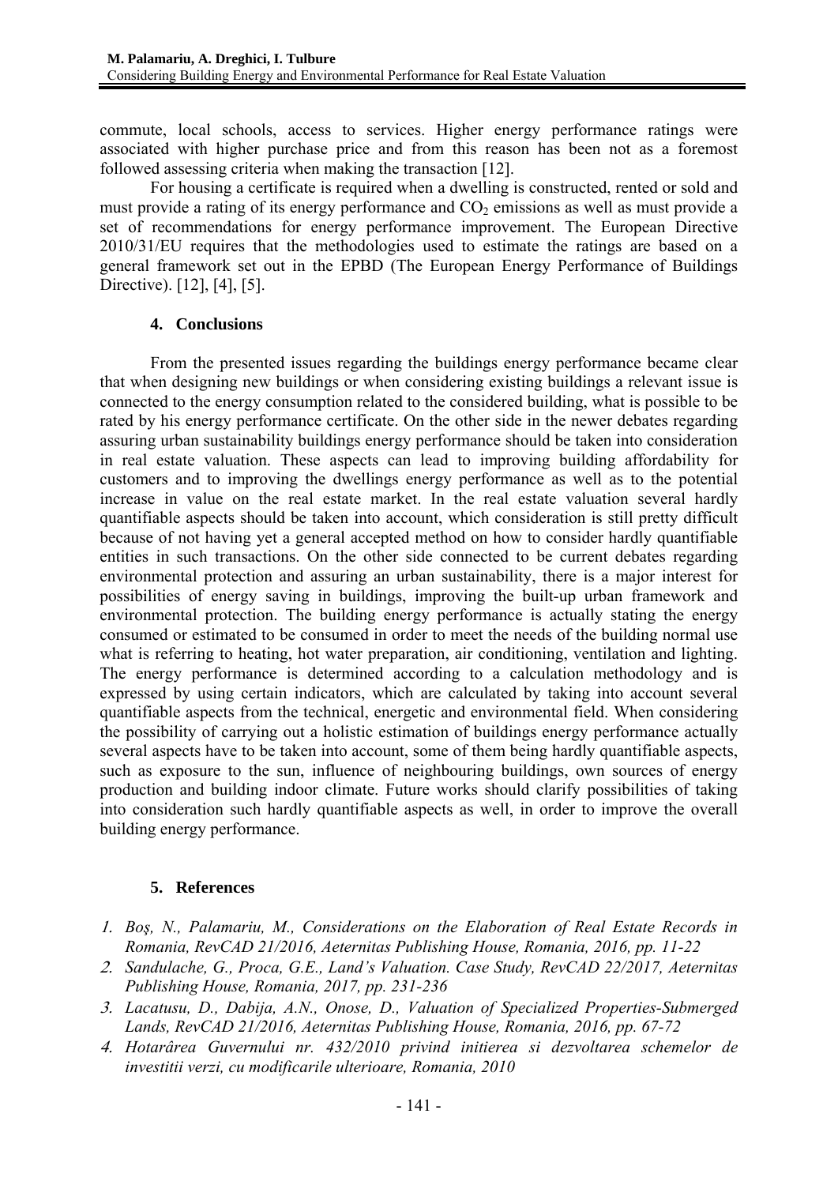commute, local schools, access to services. Higher energy performance ratings were associated with higher purchase price and from this reason has been not as a foremost followed assessing criteria when making the transaction [12].

For housing a certificate is required when a dwelling is constructed, rented or sold and must provide a rating of its energy performance and $CO_2$ emissions as well as must provide a set of recommendations for energy performance improvement. The European Directive 2010/31/EU requires that the methodologies used to estimate the ratings are based on a general framework set out in the EPBD (The European Energy Performance of Buildings Directive). [12], [4], [5].

## 4. Conclusions

From the presented issues regarding the buildings energy performance became clear that when designing new buildings or when considering existing buildings a relevant issue is connected to the energy consumption related to the considered building, what is possible to be rated by his energy performance certificate. On the other side in the newer debates regarding assuring urban sustainability buildings energy performance should be taken into consideration in real estate valuation. These aspects can lead to improving building affordability for customers and to improving the dwellings energy performance as well as to the potential increase in value on the real estate market. In the real estate valuation several hardly quantifiable aspects should be taken into account, which consideration is still pretty difficult because of not having yet a general accepted method on how to consider hardly quantifiable entities in such transactions. On the other side connected to be current debates regarding environmental protection and assuring an urban sustainability, there is a major interest for possibilities of energy saving in buildings, improving the built-up urban framework and environmental protection. The building energy performance is actually stating the energy consumed or estimated to be consumed in order to meet the needs of the building normal use what is referring to heating, hot water preparation, air conditioning, ventilation and lighting. The energy performance is determined according to a calculation methodology and is expressed by using certain indicators, which are calculated by taking into account several quantifiable aspects from the technical, energetic and environmental field. When considering the possibility of carrying out a holistic estimation of buildings energy performance actually several aspects have to be taken into account, some of them being hardly quantifiable aspects, such as exposure to the sun, influence of neighbouring buildings, own sources of energy production and building indoor climate. Future works should clarify possibilities of taking into consideration such hardly quantifiable aspects as well, in order to improve the overall building energy performance.

## 5. References

1. *Boş, N., Palamariu, M., Considerations on the Elaboration of Real Estate Records in Romania, RevCAD 21/2016, Aeternitas Publishing House, Romania, 2016, pp. 11-22*
2. *Sandulache, G., Proca, G.E., Land's Valuation. Case Study, RevCAD 22/2017, Aeternitas Publishing House, Romania, 2017, pp. 231-236*
3. *Lacatusu, D., Dabija, A.N., Onose, D., Valuation of Specialized Properties-Submerged Lands, RevCAD 21/2016, Aeternitas Publishing House, Romania, 2016, pp. 67-72*
4. *Hotarârea Guvernului nr. 432/2010 privind initierea si dezvoltarea schemelor de investitii verzi, cu modificarile ulterioare, Romania, 2010*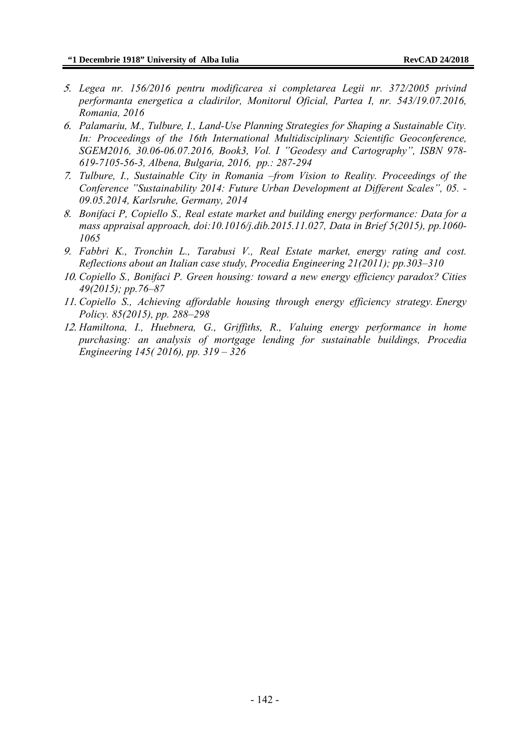5. *Legea nr. 156/2016 pentru modificarea si completarea Legii nr. 372/2005 privind performanta energetica a cladirilor, Monitorul Oficial, Partea I, nr. 543/19.07.2016, Romania, 2016*
6. *Palamariu, M., Tulbure, I., Land-Use Planning Strategies for Shaping a Sustainable City. In: Proceedings of the 16th International Multidisciplinary Scientific Geoconference, SGEM2016, 30.06-06.07.2016, Book3, Vol. I "Geodesy and Cartography", ISBN 978-619-7105-56-3, Albena, Bulgaria, 2016, pp.: 287-294*
7. *Tulbure, I., Sustainable City in Romania –from Vision to Reality. Proceedings of the Conference "Sustainability 2014: Future Urban Development at Different Scales", 05. - 09.05.2014, Karlsruhe, Germany, 2014*
8. *Bonifaci P, Copiello S., Real estate market and building energy performance: Data for a mass appraisal approach, doi:10.1016/j.dib.2015.11.027, Data in Brief 5(2015), pp.1060-1065*
9. *Fabbri K., Tronchin L., Tarabusi V., Real Estate market, energy rating and cost. Reflections about an Italian case study, Procedia Engineering 21(2011); pp.303–310*
10. *Copiello S., Bonifaci P. Green housing: toward a new energy efficiency paradox? Cities 49(2015); pp.76–87*
11. *Copiello S., Achieving affordable housing through energy efficiency strategy. Energy Policy. 85(2015), pp. 288–298*
12. *Hamiltona, I., Huebnera, G., Griffiths, R., Valuing energy performance in home purchasing: an analysis of mortgage lending for sustainable buildings, Procedia Engineering 145( 2016), pp. 319 – 326*